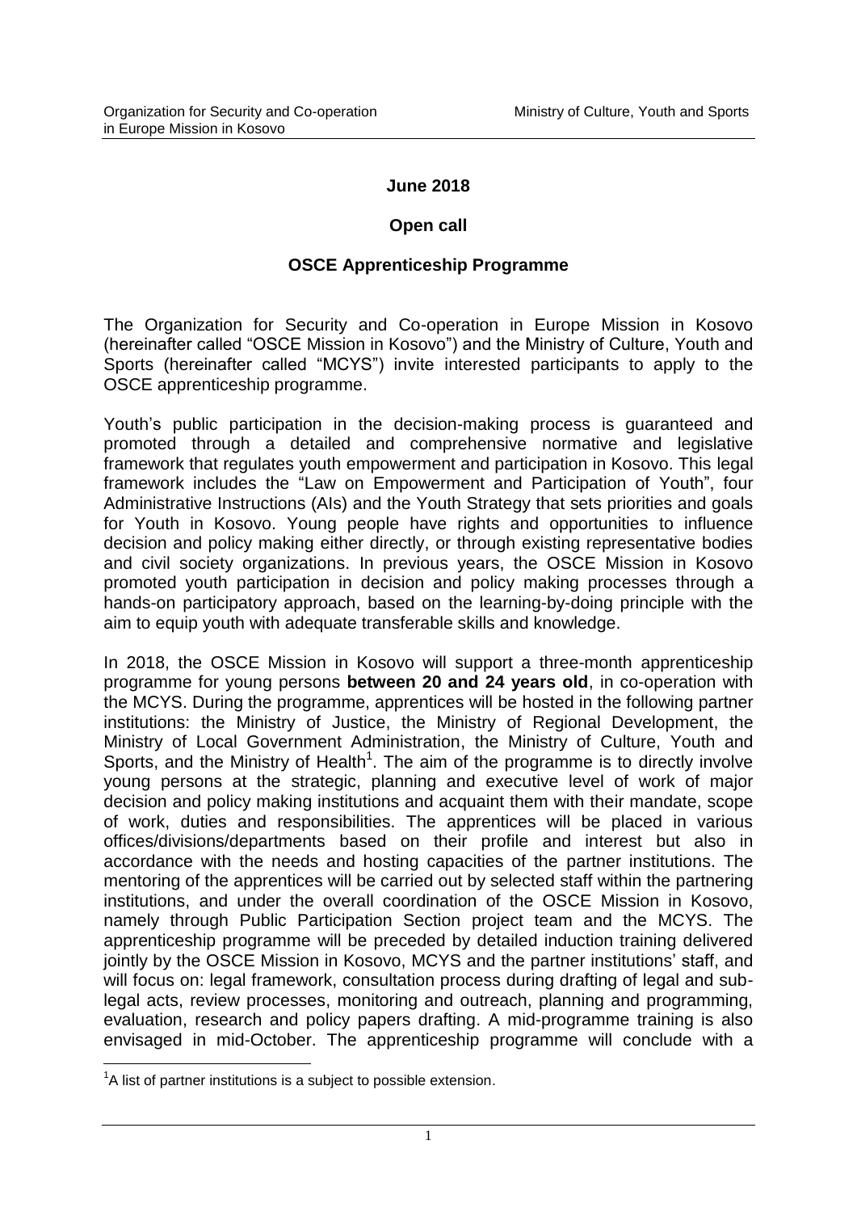Organization for Security and Co-operation in Europe Mission in Kosovo

Ministry of Culture, Youth and Sports

**June 2018**

**Open call**

**OSCE Apprenticeship Programme**

The Organization for Security and Co-operation in Europe Mission in Kosovo (hereinafter called "OSCE Mission in Kosovo") and the Ministry of Culture, Youth and Sports (hereinafter called "MCYS") invite interested participants to apply to the OSCE apprenticeship programme.

Youth's public participation in the decision-making process is guaranteed and promoted through a detailed and comprehensive normative and legislative framework that regulates youth empowerment and participation in Kosovo. This legal framework includes the "Law on Empowerment and Participation of Youth", four Administrative Instructions (AIs) and the Youth Strategy that sets priorities and goals for Youth in Kosovo. Young people have rights and opportunities to influence decision and policy making either directly, or through existing representative bodies and civil society organizations. In previous years, the OSCE Mission in Kosovo promoted youth participation in decision and policy making processes through a hands-on participatory approach, based on the learning-by-doing principle with the aim to equip youth with adequate transferable skills and knowledge.

In 2018, the OSCE Mission in Kosovo will support a three-month apprenticeship programme for young persons **between 20 and 24 years old**, in co-operation with the MCYS. During the programme, apprentices will be hosted in the following partner institutions: the Ministry of Justice, the Ministry of Regional Development, the Ministry of Local Government Administration, the Ministry of Culture, Youth and Sports, and the Ministry of Health[1]. The aim of the programme is to directly involve young persons at the strategic, planning and executive level of work of major decision and policy making institutions and acquaint them with their mandate, scope of work, duties and responsibilities. The apprentices will be placed in various offices/divisions/departments based on their profile and interest but also in accordance with the needs and hosting capacities of the partner institutions. The mentoring of the apprentices will be carried out by selected staff within the partnering institutions, and under the overall coordination of the OSCE Mission in Kosovo, namely through Public Participation Section project team and the MCYS. The apprenticeship programme will be preceded by detailed induction training delivered jointly by the OSCE Mission in Kosovo, MCYS and the partner institutions' staff, and will focus on: legal framework, consultation process during drafting of legal and sub-legal acts, review processes, monitoring and outreach, planning and programming, evaluation, research and policy papers drafting. A mid-programme training is also envisaged in mid-October. The apprenticeship programme will conclude with a

[1] A list of partner institutions is a subject to possible extension.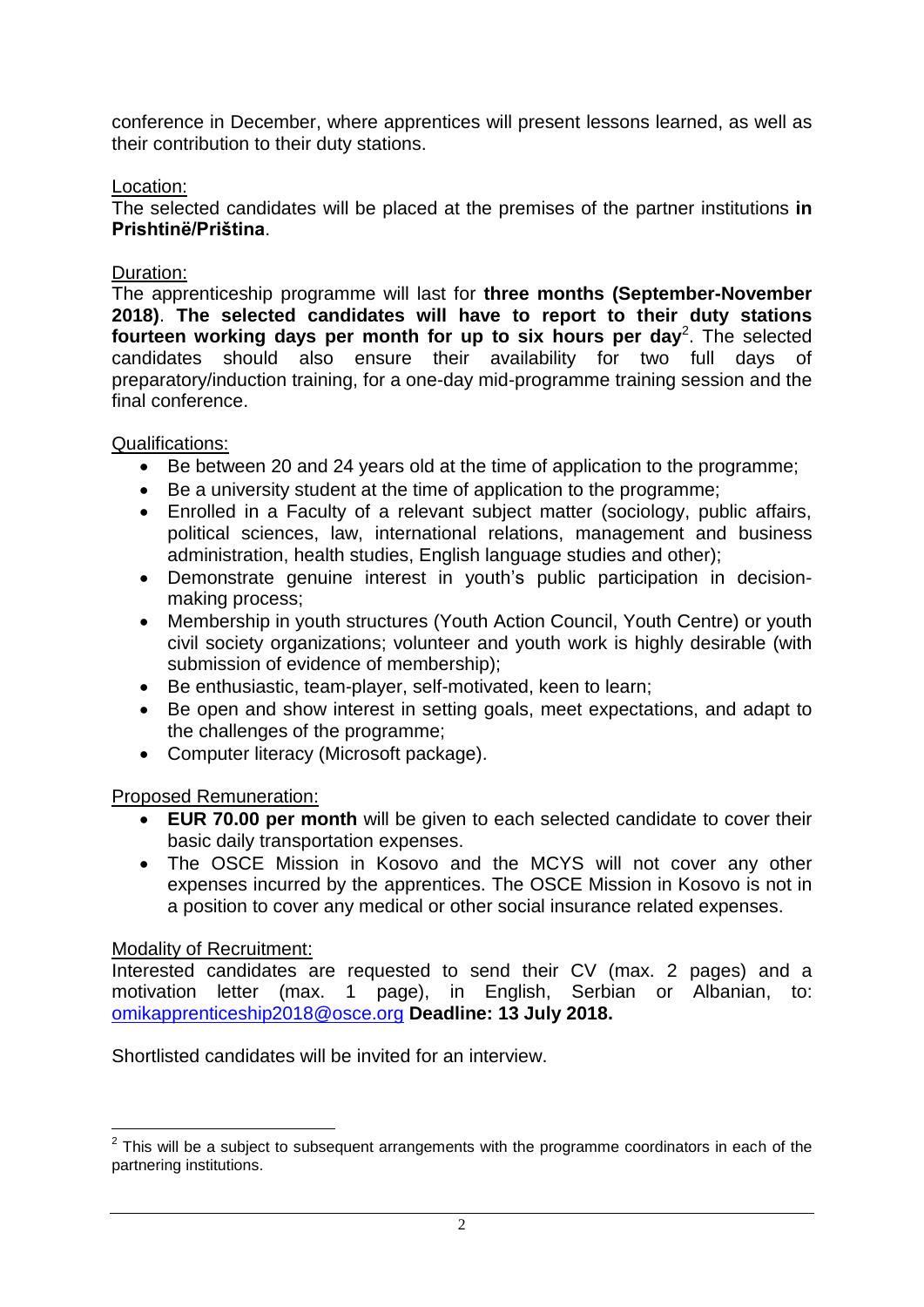conference in December, where apprentices will present lessons learned, as well as their contribution to their duty stations.

Location:

The selected candidates will be placed at the premises of the partner institutions **in Prishtinë/Priština**.

Duration:

The apprenticeship programme will last for **three months (September-November 2018)**. **The selected candidates will have to report to their duty stations fourteen working days per month for up to six hours per day**[2]. The selected candidates should also ensure their availability for two full days of preparatory/induction training, for a one-day mid-programme training session and the final conference.

Qualifications:

- Be between 20 and 24 years old at the time of application to the programme;
- Be a university student at the time of application to the programme;
- Enrolled in a Faculty of a relevant subject matter (sociology, public affairs, political sciences, law, international relations, management and business administration, health studies, English language studies and other);
- Demonstrate genuine interest in youth's public participation in decision-making process;
- Membership in youth structures (Youth Action Council, Youth Centre) or youth civil society organizations; volunteer and youth work is highly desirable (with submission of evidence of membership);
- Be enthusiastic, team-player, self-motivated, keen to learn;
- Be open and show interest in setting goals, meet expectations, and adapt to the challenges of the programme;
- Computer literacy (Microsoft package).

Proposed Remuneration:

- **EUR 70.00 per month** will be given to each selected candidate to cover their basic daily transportation expenses.
- The OSCE Mission in Kosovo and the MCYS will not cover any other expenses incurred by the apprentices. The OSCE Mission in Kosovo is not in a position to cover any medical or other social insurance related expenses.

Modality of Recruitment:

Interested candidates are requested to send their CV (max. 2 pages) and a motivation letter (max. 1 page), in English, Serbian or Albanian, to: omikapprenticeship2018@osce.org **Deadline: 13 July 2018.**

Shortlisted candidates will be invited for an interview.

---

[2] This will be a subject to subsequent arrangements with the programme coordinators in each of the partnering institutions.